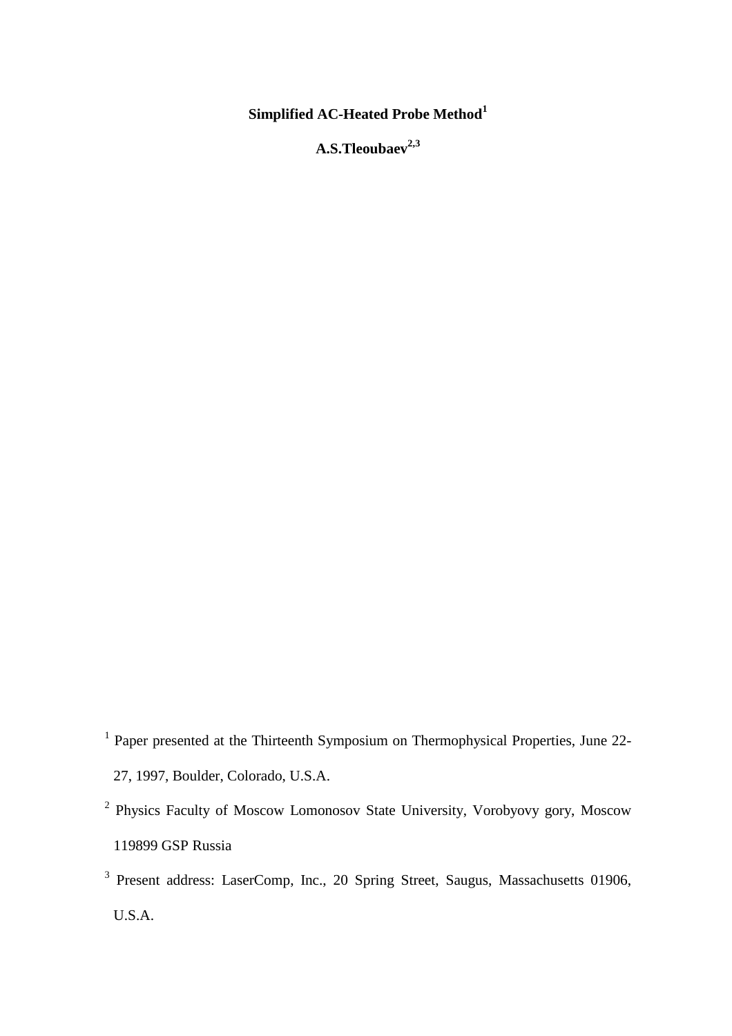# Simplified AC-Heated Probe Method[1]

**A.S.Tleoubaev[2,3]**

[1] Paper presented at the Thirteenth Symposium on Thermophysical Properties, June 22-27, 1997, Boulder, Colorado, U.S.A.

[2] Physics Faculty of Moscow Lomonosov State University, Vorobyovy gory, Moscow 119899 GSP Russia

[3] Present address: LaserComp, Inc., 20 Spring Street, Saugus, Massachusetts 01906, U.S.A.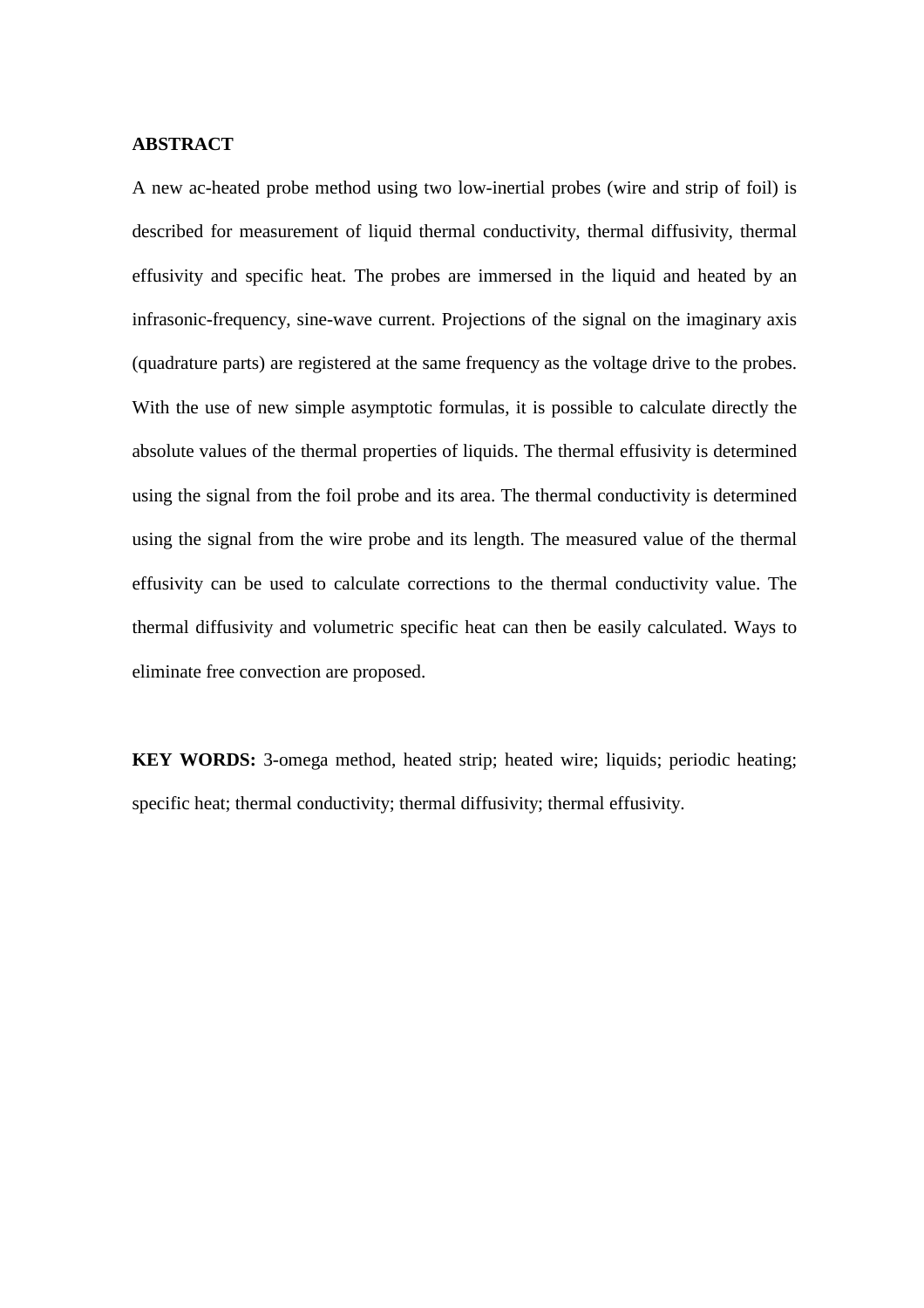**ABSTRACT**

A new ac-heated probe method using two low-inertial probes (wire and strip of foil) is described for measurement of liquid thermal conductivity, thermal diffusivity, thermal effusivity and specific heat. The probes are immersed in the liquid and heated by an infrasonic-frequency, sine-wave current. Projections of the signal on the imaginary axis (quadrature parts) are registered at the same frequency as the voltage drive to the probes. With the use of new simple asymptotic formulas, it is possible to calculate directly the absolute values of the thermal properties of liquids. The thermal effusivity is determined using the signal from the foil probe and its area. The thermal conductivity is determined using the signal from the wire probe and its length. The measured value of the thermal effusivity can be used to calculate corrections to the thermal conductivity value. The thermal diffusivity and volumetric specific heat can then be easily calculated. Ways to eliminate free convection are proposed.

**KEY WORDS:** 3-omega method, heated strip; heated wire; liquids; periodic heating; specific heat; thermal conductivity; thermal diffusivity; thermal effusivity.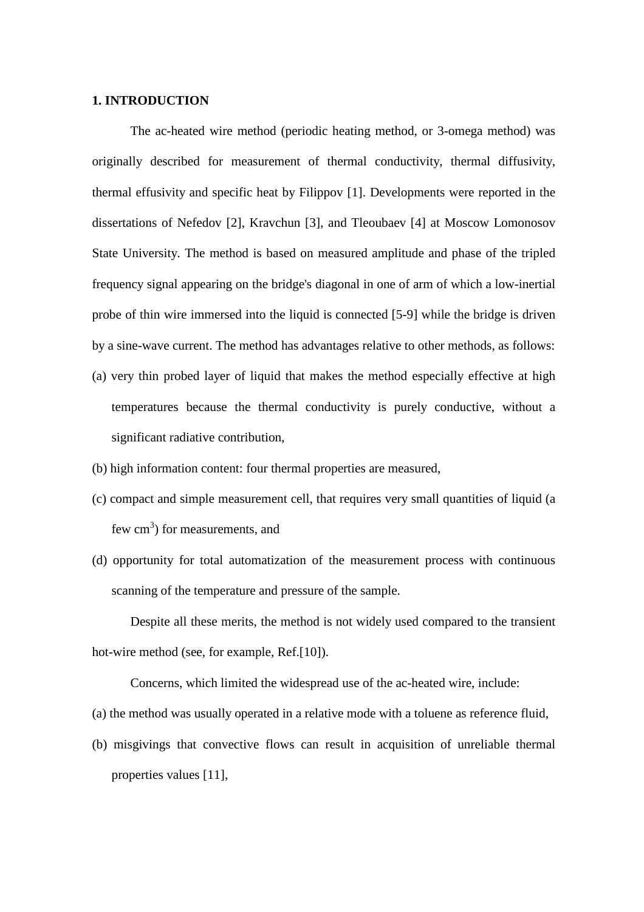## 1. INTRODUCTION

The ac-heated wire method (periodic heating method, or 3-omega method) was originally described for measurement of thermal conductivity, thermal diffusivity, thermal effusivity and specific heat by Filippov [1]. Developments were reported in the dissertations of Nefedov [2], Kravchun [3], and Tleoubaev [4] at Moscow Lomonosov State University. The method is based on measured amplitude and phase of the tripled frequency signal appearing on the bridge's diagonal in one of arm of which a low-inertial probe of thin wire immersed into the liquid is connected [5-9] while the bridge is driven by a sine-wave current. The method has advantages relative to other methods, as follows:

(a) very thin probed layer of liquid that makes the method especially effective at high temperatures because the thermal conductivity is purely conductive, without a significant radiative contribution,

(b) high information content: four thermal properties are measured,

(c) compact and simple measurement cell, that requires very small quantities of liquid (a few $cm^3$) for measurements, and

(d) opportunity for total automatization of the measurement process with continuous scanning of the temperature and pressure of the sample.

Despite all these merits, the method is not widely used compared to the transient hot-wire method (see, for example, Ref.[10]).

Concerns, which limited the widespread use of the ac-heated wire, include:

(a) the method was usually operated in a relative mode with a toluene as reference fluid,

(b) misgivings that convective flows can result in acquisition of unreliable thermal properties values [11],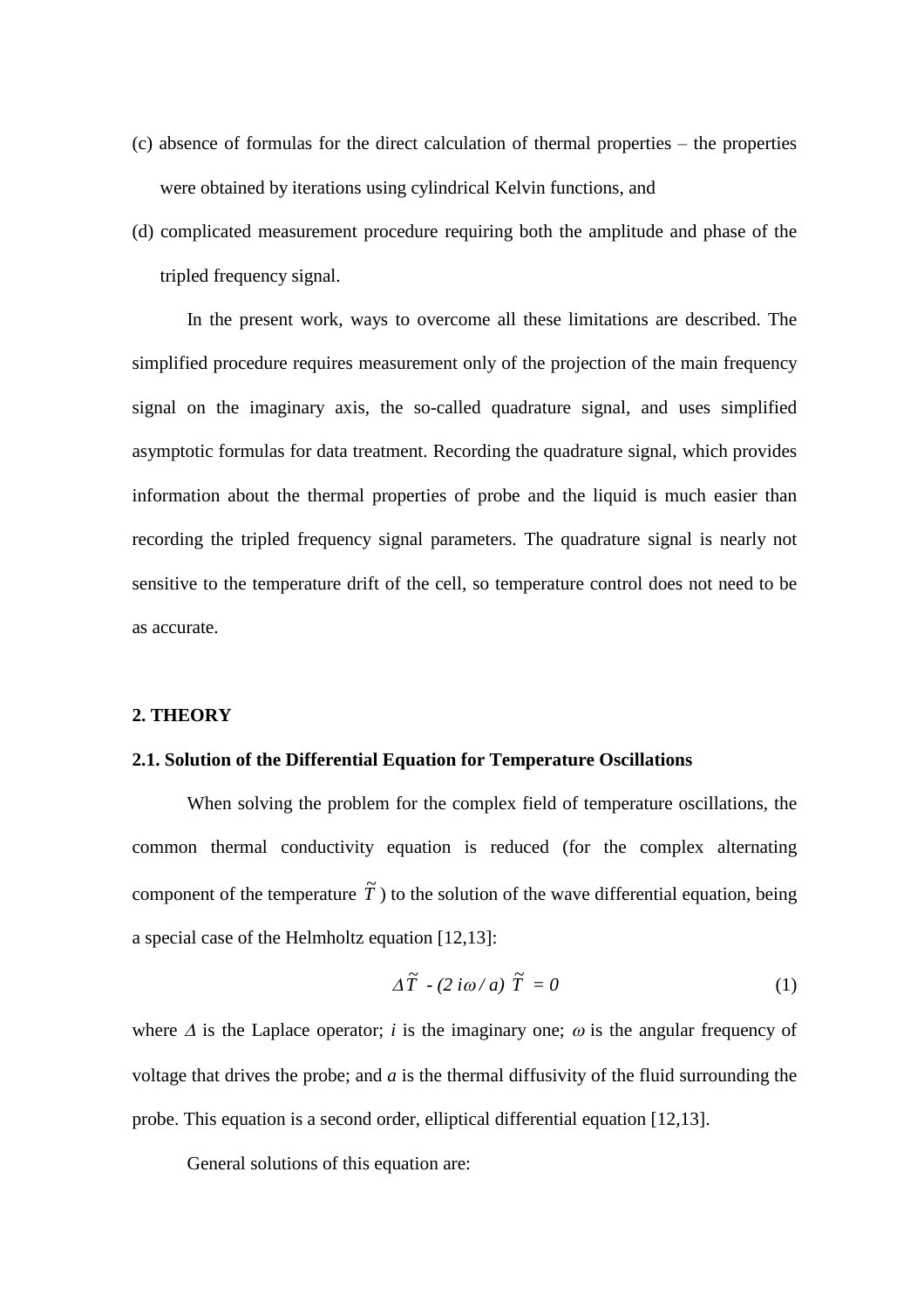(c) absence of formulas for the direct calculation of thermal properties – the properties were obtained by iterations using cylindrical Kelvin functions, and

(d) complicated measurement procedure requiring both the amplitude and phase of the tripled frequency signal.

In the present work, ways to overcome all these limitations are described. The simplified procedure requires measurement only of the projection of the main frequency signal on the imaginary axis, the so-called quadrature signal, and uses simplified asymptotic formulas for data treatment. Recording the quadrature signal, which provides information about the thermal properties of probe and the liquid is much easier than recording the tripled frequency signal parameters. The quadrature signal is nearly not sensitive to the temperature drift of the cell, so temperature control does not need to be as accurate.

## 2. THEORY

### 2.1. Solution of the Differential Equation for Temperature Oscillations

When solving the problem for the complex field of temperature oscillations, the common thermal conductivity equation is reduced (for the complex alternating component of the temperature $\tilde{T}$) to the solution of the wave differential equation, being a special case of the Helmholtz equation [12,13]:

$$\Delta \tilde{T} - (2\, i\omega / a)\, \tilde{T} = 0 \tag{1}$$

where $\Delta$ is the Laplace operator; $i$ is the imaginary one; $\omega$ is the angular frequency of voltage that drives the probe; and $a$ is the thermal diffusivity of the fluid surrounding the probe. This equation is a second order, elliptical differential equation [12,13].

General solutions of this equation are: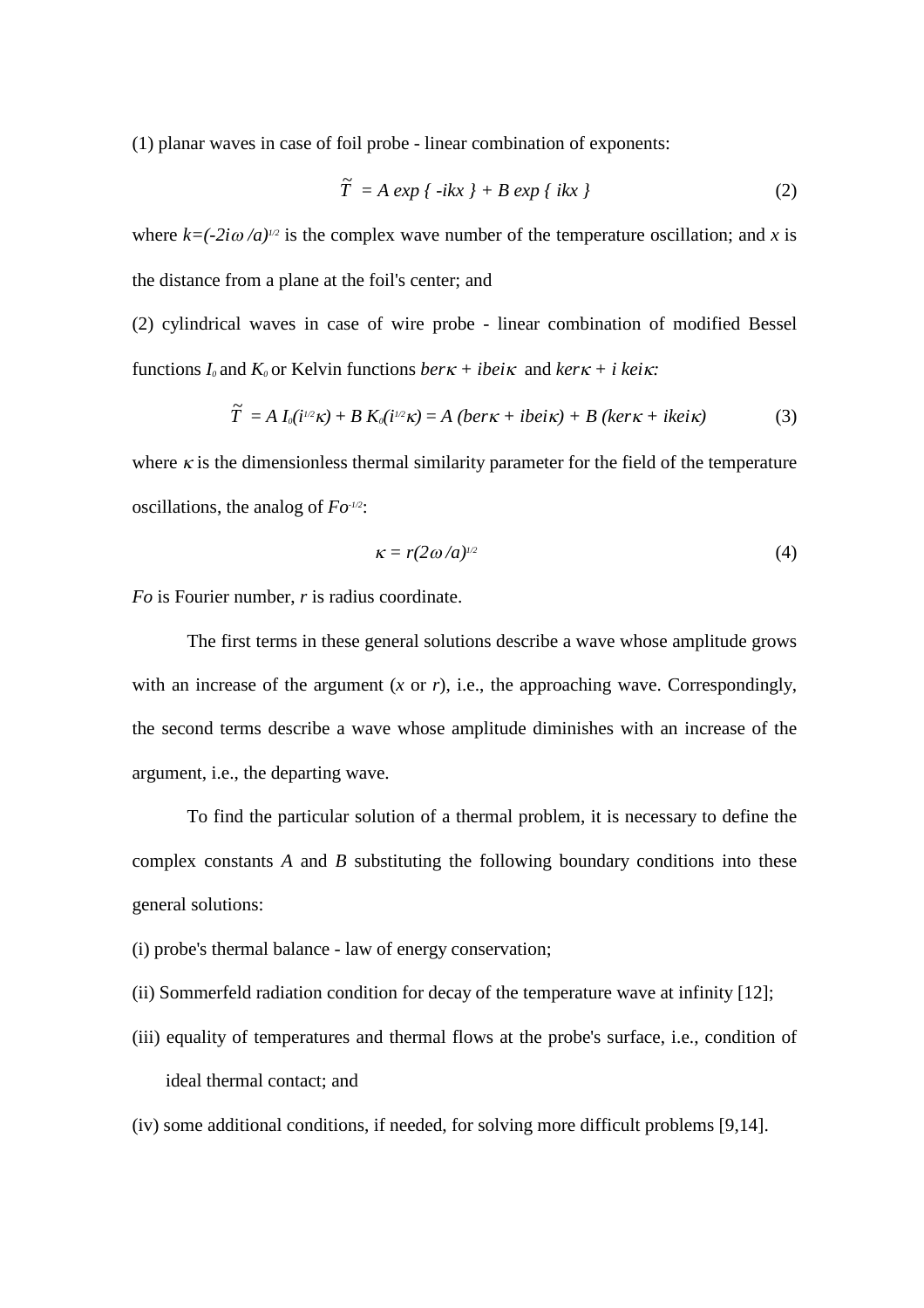(1) planar waves in case of foil probe - linear combination of exponents:

$$\tilde{T} = A \exp\{ -ikx \} + B \exp\{ ikx \} \tag{2}$$

where $k=(-2i\omega /a)^{1/2}$ is the complex wave number of the temperature oscillation; and $x$ is the distance from a plane at the foil's center; and

(2) cylindrical waves in case of wire probe - linear combination of modified Bessel functions $I_0$ and $K_0$ or Kelvin functions $ber\kappa + ibei\kappa$ and $ker\kappa + i\, kei\kappa$:

$$\tilde{T} = A\, I_0(i^{1/2}\kappa) + B\, K_0(i^{1/2}\kappa) = A\,(ber\kappa + ibei\kappa) + B\,(ker\kappa + ikei\kappa) \tag{3}$$

where $\kappa$ is the dimensionless thermal similarity parameter for the field of the temperature oscillations, the analog of $Fo^{-1/2}$:

$$\kappa = r(2\omega /a)^{1/2} \tag{4}$$

$Fo$ is Fourier number, $r$ is radius coordinate.

The first terms in these general solutions describe a wave whose amplitude grows with an increase of the argument ($x$ or $r$), i.e., the approaching wave. Correspondingly, the second terms describe a wave whose amplitude diminishes with an increase of the argument, i.e., the departing wave.

To find the particular solution of a thermal problem, it is necessary to define the complex constants $A$ and $B$ substituting the following boundary conditions into these general solutions:

(i) probe's thermal balance - law of energy conservation;

(ii) Sommerfeld radiation condition for decay of the temperature wave at infinity [12];

(iii) equality of temperatures and thermal flows at the probe's surface, i.e., condition of ideal thermal contact; and

(iv) some additional conditions, if needed, for solving more difficult problems [9,14].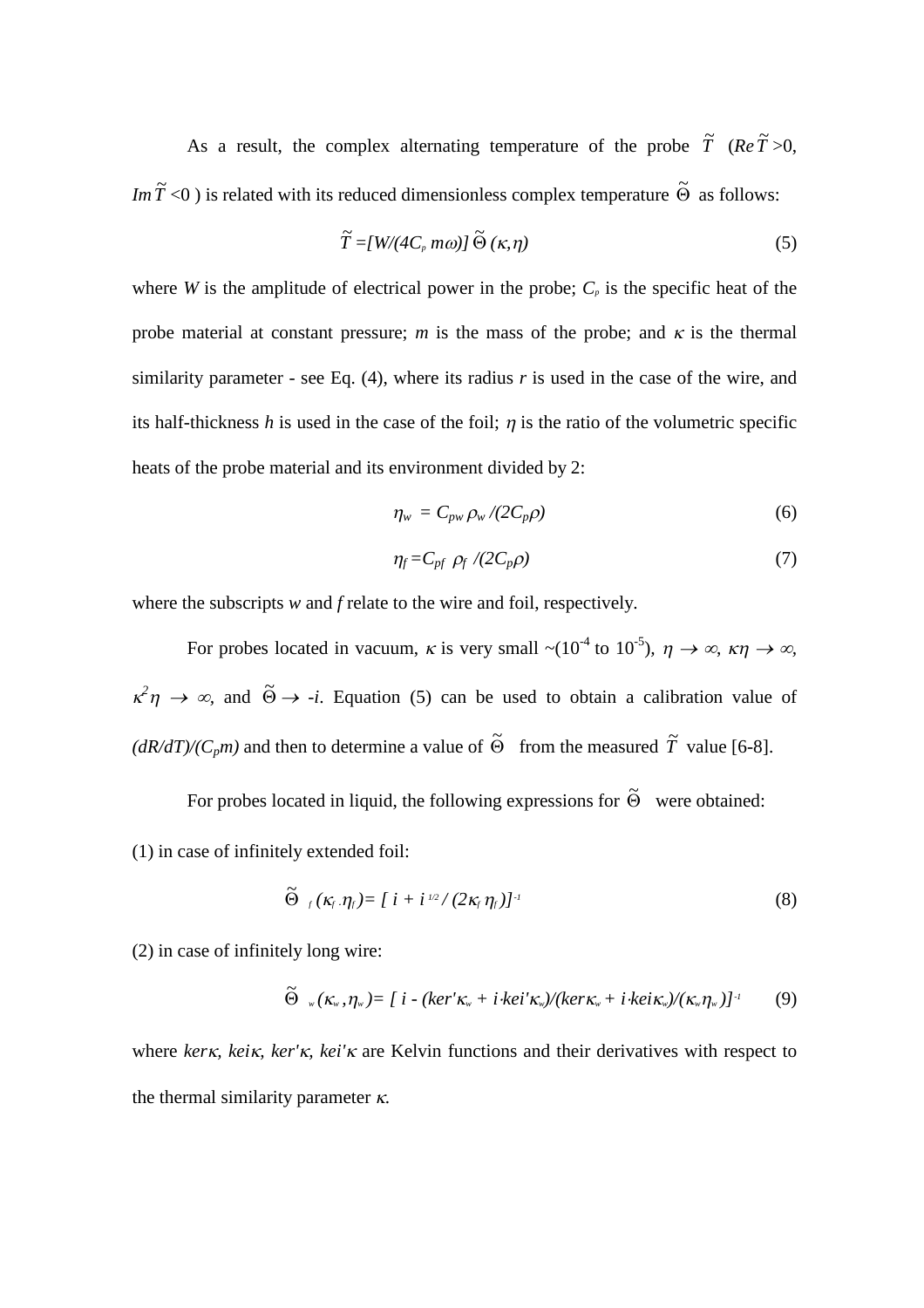As a result, the complex alternating temperature of the probe $\tilde{T}$ ($Re\,\tilde{T}>0$, $Im\,\tilde{T}<0$ ) is related with its reduced dimensionless complex temperature $\tilde{\Theta}$ as follows:

$$\tilde{T} = [W/(4C_p\, m\omega)]\, \tilde{\Theta}\,(\kappa,\eta) \tag{5}$$

where $W$ is the amplitude of electrical power in the probe; $C_p$ is the specific heat of the probe material at constant pressure; $m$ is the mass of the probe; and $\kappa$ is the thermal similarity parameter - see Eq. (4), where its radius $r$ is used in the case of the wire, and its half-thickness $h$ is used in the case of the foil; $\eta$ is the ratio of the volumetric specific heats of the probe material and its environment divided by 2:

$$\eta_w = C_{pw}\,\rho_w /(2C_p\rho) \tag{6}$$

$$\eta_f = C_{pf}\,\rho_f /(2C_p\rho) \tag{7}$$

where the subscripts $w$ and $f$ relate to the wire and foil, respectively.

For probes located in vacuum, $\kappa$ is very small ~($10^{-4}$ to $10^{-5}$), $\eta \to \infty$, $\kappa\eta \to \infty$, $\kappa^2\eta \to \infty$, and $\tilde{\Theta} \to -i$. Equation (5) can be used to obtain a calibration value of $(dR/dT)/(C_p m)$ and then to determine a value of $\tilde{\Theta}$ from the measured $\tilde{T}$ value [6-8].

For probes located in liquid, the following expressions for $\tilde{\Theta}$ were obtained:

(1) in case of infinitely extended foil:

$$\tilde{\Theta}_f\,(\kappa_f\,,\eta_f) = [\, i + i^{1/2} / (2\kappa_f\,\eta_f)]^{-1} \tag{8}$$

(2) in case of infinitely long wire:

$$\tilde{\Theta}_w\,(\kappa_w\,,\eta_w) = [\, i - (ker'\kappa_w + i{\cdot}kei'\kappa_w)/(ker\kappa_w + i{\cdot}kei\kappa_w)/(\kappa_w\eta_w)]^{-1} \tag{9}$$

where $ker\kappa$, $kei\kappa$, $ker'\kappa$, $kei'\kappa$ are Kelvin functions and their derivatives with respect to the thermal similarity parameter $\kappa$.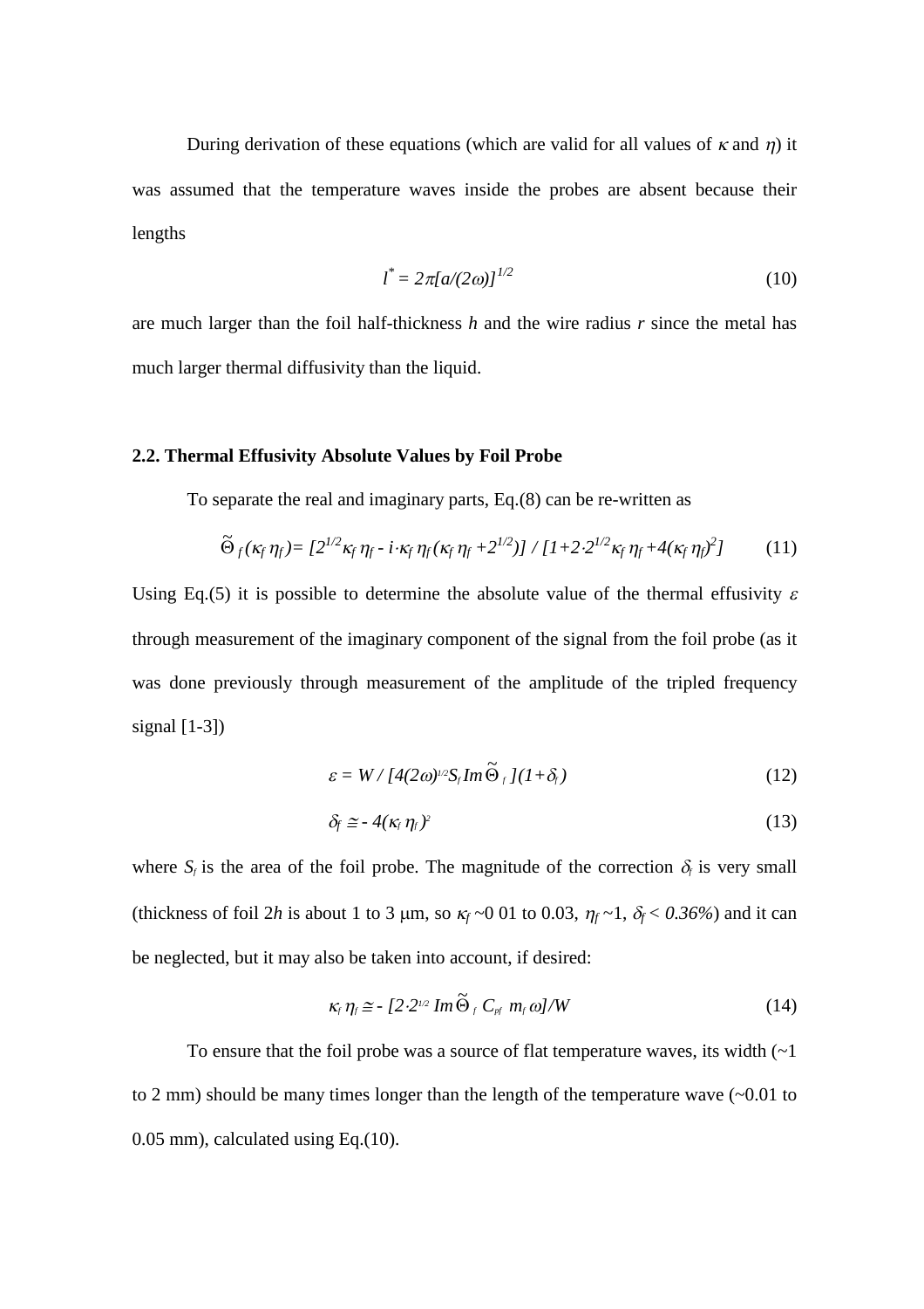During derivation of these equations (which are valid for all values of $\kappa$ and $\eta$) it was assumed that the temperature waves inside the probes are absent because their lengths

$$l^{*} = 2\pi[a/(2\omega)]^{1/2} \tag{10}$$

are much larger than the foil half-thickness $h$ and the wire radius $r$ since the metal has much larger thermal diffusivity than the liquid.

## 2.2. Thermal Effusivity Absolute Values by Foil Probe

To separate the real and imaginary parts, Eq.(8) can be re-written as

$$\tilde{\Theta}_f(\kappa_f\,\eta_f) = [2^{1/2}\kappa_f\,\eta_f - i\cdot\kappa_f\,\eta_f(\kappa_f\,\eta_f + 2^{1/2})] \,/\, [1 + 2\cdot 2^{1/2}\kappa_f\,\eta_f + 4(\kappa_f\,\eta_f)^2] \tag{11}$$

Using Eq.(5) it is possible to determine the absolute value of the thermal effusivity $\varepsilon$ through measurement of the imaginary component of the signal from the foil probe (as it was done previously through measurement of the amplitude of the tripled frequency signal [1-3])

$$\varepsilon = W \,/\, [4(2\omega)^{1/2} S_f\, Im\,\tilde{\Theta}_f\,](1+\delta_f) \tag{12}$$

$$\delta_f \cong -\,4(\kappa_f\,\eta_f)^2 \tag{13}$$

where $S_f$ is the area of the foil probe. The magnitude of the correction $\delta_f$ is very small (thickness of foil $2h$ is about 1 to 3 μm, so $\kappa_f$ ~0 01 to 0.03, $\eta_f$ ~1, $\delta_f < 0.36\%$) and it can be neglected, but it may also be taken into account, if desired:

$$\kappa_f\,\eta_f \cong -\,[2\cdot 2^{1/2}\, Im\,\tilde{\Theta}_f\, C_{pf}\; m_f\,\omega]/W \tag{14}$$

To ensure that the foil probe was a source of flat temperature waves, its width (~1 to 2 mm) should be many times longer than the length of the temperature wave (~0.01 to 0.05 mm), calculated using Eq.(10).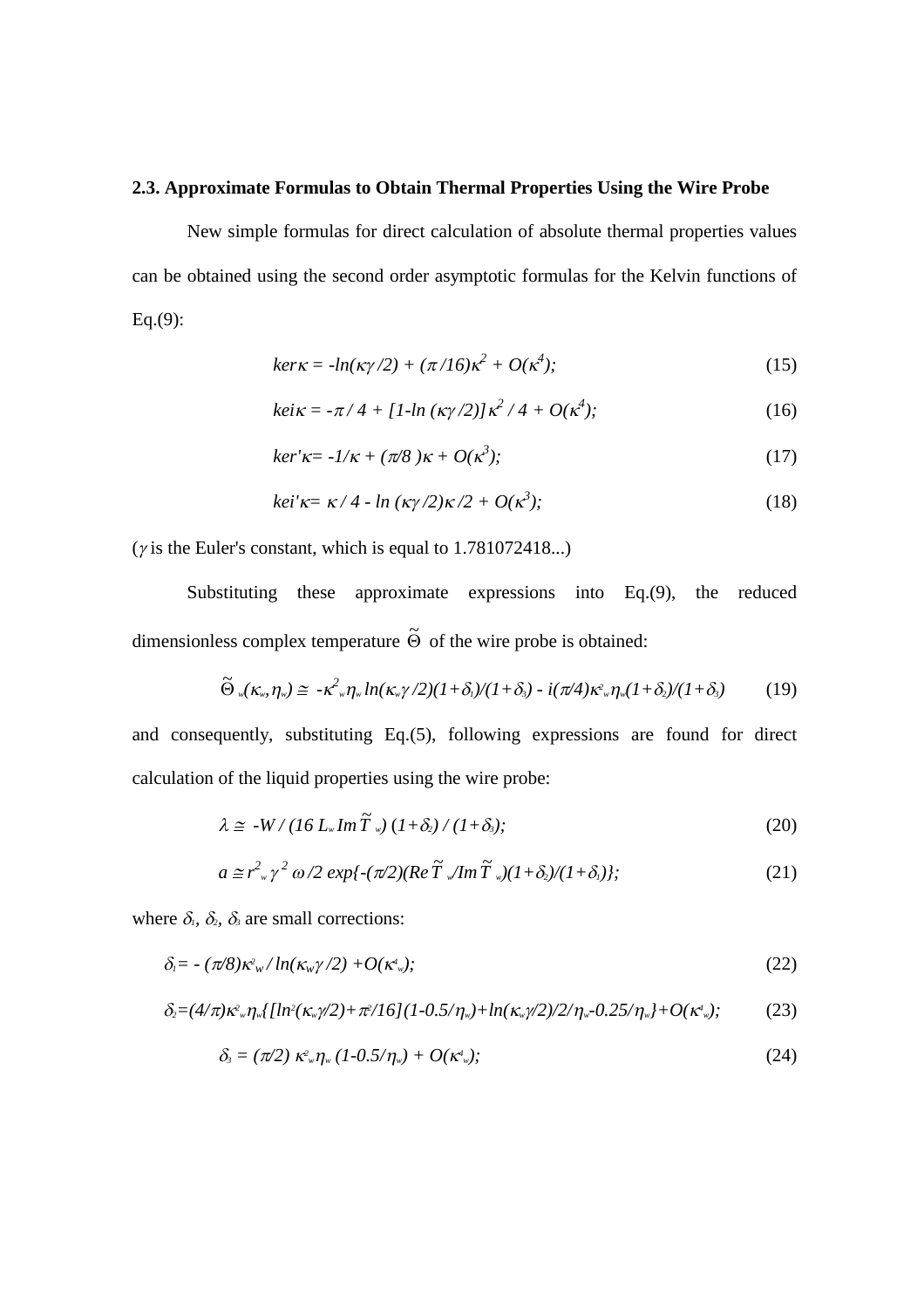### 2.3. Approximate Formulas to Obtain Thermal Properties Using the Wire Probe

New simple formulas for direct calculation of absolute thermal properties values can be obtained using the second order asymptotic formulas for the Kelvin functions of Eq.(9):

$$ker\kappa = -ln(\kappa\gamma/2) + (\pi/16)\kappa^2 + O(\kappa^4); \tag{15}$$

$$kei\kappa = -\pi/4 + [1-ln(\kappa\gamma/2)]\kappa^2/4 + O(\kappa^4); \tag{16}$$

$$ker'\kappa = -1/\kappa + (\pi/8)\kappa + O(\kappa^3); \tag{17}$$

$$kei'\kappa = \kappa/4 - ln(\kappa\gamma/2)\kappa/2 + O(\kappa^3); \tag{18}$$

($\gamma$ is the Euler's constant, which is equal to 1.781072418...)

Substituting these approximate expressions into Eq.(9), the reduced dimensionless complex temperature $\tilde{\Theta}$ of the wire probe is obtained:

$$\tilde{\Theta}_w(\kappa_w,\eta_w) \cong -\kappa_w^2\eta_w ln(\kappa_w\gamma/2)(1+\delta_1)/(1+\delta_3) - i(\pi/4)\kappa_w^2\eta_w(1+\delta_2)/(1+\delta_3) \tag{19}$$

and consequently, substituting Eq.(5), following expressions are found for direct calculation of the liquid properties using the wire probe:

$$\lambda \cong -W/(16\,L_w\,Im\,\tilde{T}_w)\,(1+\delta_2)/(1+\delta_3); \tag{20}$$

$$a \cong r_w^2\gamma^2\omega/2\,exp\{-(\pi/2)(Re\,\tilde{T}_w/Im\,\tilde{T}_w)(1+\delta_2)/(1+\delta_1)\}; \tag{21}$$

where $\delta_1$, $\delta_2$, $\delta_3$ are small corrections:

$$\delta_1 = -(\pi/8)\kappa_w^2/ln(\kappa_w\gamma/2) + O(\kappa_w^4); \tag{22}$$

$$\delta_2 = (4/\pi)\kappa_w^2\eta_w\{[ln^2(\kappa_w\gamma/2)+\pi^2/16](1-0.5/\eta_w)+ln(\kappa_w\gamma/2)/2/\eta_w-0.25/\eta_w\}+O(\kappa_w^4); \tag{23}$$

$$\delta_3 = (\pi/2)\,\kappa_w^2\eta_w\,(1-0.5/\eta_w) + O(\kappa_w^4); \tag{24}$$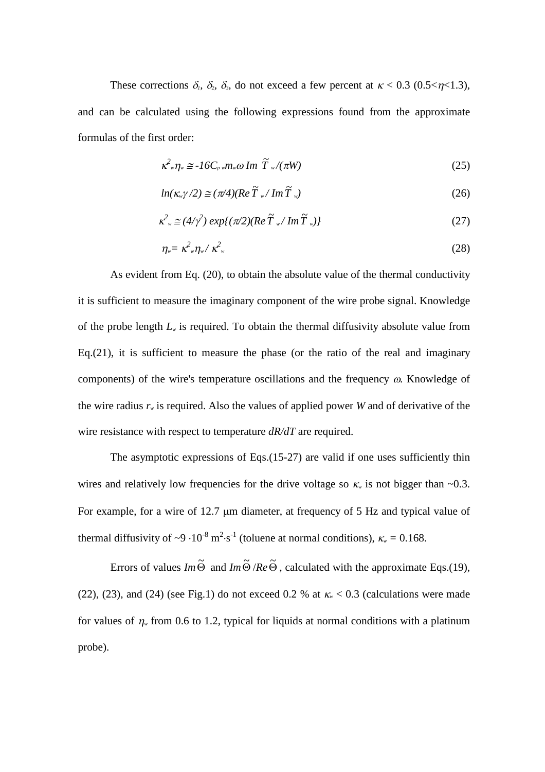These corrections $\delta_1$, $\delta_2$, $\delta_3$, do not exceed a few percent at $\kappa < 0.3$ ($0.5<\eta<1.3$), and can be calculated using the following expressions found from the approximate formulas of the first order:

$$\kappa^2_w \eta_w \cong -16 C_{p\,w} m_w \omega \, Im\, \tilde{T}_w / (\pi W) \tag{25}$$

$$ln(\kappa_w \gamma /2) \cong (\pi/4)(Re\, \tilde{T}_w / Im\, \tilde{T}_w) \tag{26}$$

$$\kappa^2_w \cong (4/\gamma^2)\, exp\{(\pi/2)(Re\, \tilde{T}_w / Im\, \tilde{T}_w)\} \tag{27}$$

$$\eta_w = \kappa^2_w \eta_w / \kappa^2_w \tag{28}$$

As evident from Eq. (20), to obtain the absolute value of the thermal conductivity it is sufficient to measure the imaginary component of the wire probe signal. Knowledge of the probe length $L_w$ is required. To obtain the thermal diffusivity absolute value from Eq.(21), it is sufficient to measure the phase (or the ratio of the real and imaginary components) of the wire's temperature oscillations and the frequency $\omega$. Knowledge of the wire radius $r_w$ is required. Also the values of applied power $W$ and of derivative of the wire resistance with respect to temperature $dR/dT$ are required.

The asymptotic expressions of Eqs.(15-27) are valid if one uses sufficiently thin wires and relatively low frequencies for the drive voltage so $\kappa_w$ is not bigger than ~0.3. For example, for a wire of 12.7 $\mu$m diameter, at frequency of 5 Hz and typical value of thermal diffusivity of ~$9 \cdot 10^{-8}$ $m^2 \cdot s^{-1}$ (toluene at normal conditions), $\kappa_w = 0.168$.

Errors of values $Im\,\tilde{\Theta}$ and $Im\,\tilde{\Theta}/Re\,\tilde{\Theta}$, calculated with the approximate Eqs.(19), (22), (23), and (24) (see Fig.1) do not exceed 0.2 % at $\kappa_w < 0.3$ (calculations were made for values of $\eta_w$ from 0.6 to 1.2, typical for liquids at normal conditions with a platinum probe).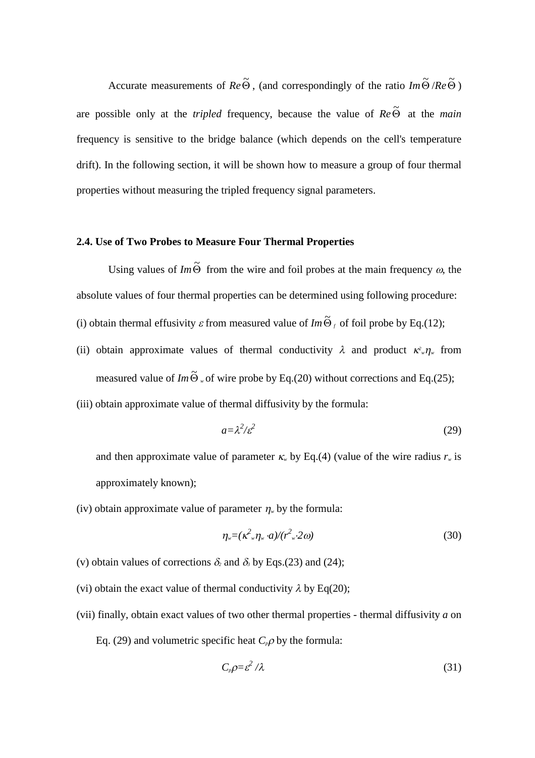Accurate measurements of $Re\tilde{\Theta}$, (and correspondingly of the ratio $Im\tilde{\Theta}/Re\tilde{\Theta}$) are possible only at the *tripled* frequency, because the value of $Re\tilde{\Theta}$ at the *main* frequency is sensitive to the bridge balance (which depends on the cell's temperature drift). In the following section, it will be shown how to measure a group of four thermal properties without measuring the tripled frequency signal parameters.

### 2.4. Use of Two Probes to Measure Four Thermal Properties

Using values of $Im\tilde{\Theta}$ from the wire and foil probes at the main frequency $\omega$, the absolute values of four thermal properties can be determined using following procedure:

(i) obtain thermal effusivity $\varepsilon$ from measured value of $Im\tilde{\Theta}_f$ of foil probe by Eq.(12);

(ii) obtain approximate values of thermal conductivity $\lambda$ and product $\kappa^2_w\eta_w$ from measured value of $Im\tilde{\Theta}_w$ of wire probe by Eq.(20) without corrections and Eq.(25);

(iii) obtain approximate value of thermal diffusivity by the formula:

$$a=\lambda^2/\varepsilon^2 \tag{29}$$

and then approximate value of parameter $\kappa_w$ by Eq.(4) (value of the wire radius $r_w$ is approximately known);

(iv) obtain approximate value of parameter $\eta_w$ by the formula:

$$\eta_w=(\kappa^2_w\eta_w \cdot a)/(r^2_w \cdot 2\omega) \tag{30}$$

(v) obtain values of corrections $\delta_2$ and $\delta_3$ by Eqs.(23) and (24);

(vi) obtain the exact value of thermal conductivity $\lambda$ by Eq(20);

(vii) finally, obtain exact values of two other thermal properties - thermal diffusivity *a* on Eq. (29) and volumetric specific heat $C_p\rho$ by the formula:

$$C_p\rho=\varepsilon^2/\lambda \tag{31}$$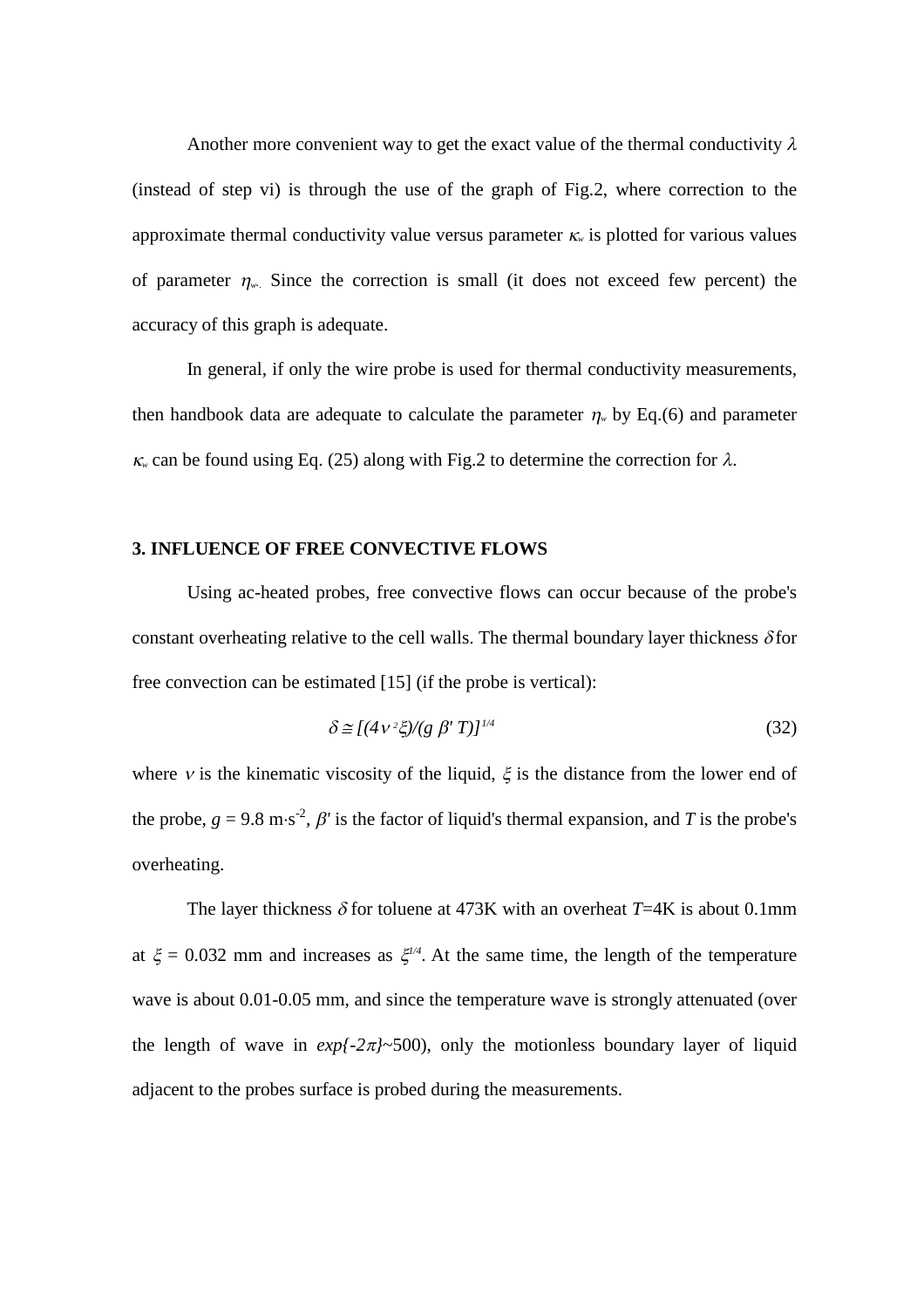Another more convenient way to get the exact value of the thermal conductivity $\lambda$ (instead of step vi) is through the use of the graph of Fig.2, where correction to the approximate thermal conductivity value versus parameter $\kappa_w$ is plotted for various values of parameter $\eta_w$. Since the correction is small (it does not exceed few percent) the accuracy of this graph is adequate.

In general, if only the wire probe is used for thermal conductivity measurements, then handbook data are adequate to calculate the parameter $\eta_w$ by Eq.(6) and parameter $\kappa_w$ can be found using Eq. (25) along with Fig.2 to determine the correction for $\lambda$.

## 3. INFLUENCE OF FREE CONVECTIVE FLOWS

Using ac-heated probes, free convective flows can occur because of the probe's constant overheating relative to the cell walls. The thermal boundary layer thickness $\delta$ for free convection can be estimated [15] (if the probe is vertical):

$$\delta \cong [(4\nu^2\xi)/(g\ \beta'\ T)]^{1/4} \tag{32}$$

where $\nu$ is the kinematic viscosity of the liquid, $\xi$ is the distance from the lower end of the probe, $g$ = 9.8 m·s$^{-2}$, $\beta'$ is the factor of liquid's thermal expansion, and $T$ is the probe's overheating.

The layer thickness $\delta$ for toluene at 473K with an overheat $T$=4K is about 0.1mm at $\xi$ = 0.032 mm and increases as $\xi^{1/4}$. At the same time, the length of the temperature wave is about 0.01-0.05 mm, and since the temperature wave is strongly attenuated (over the length of wave in $exp\{-2\pi\}$~500), only the motionless boundary layer of liquid adjacent to the probes surface is probed during the measurements.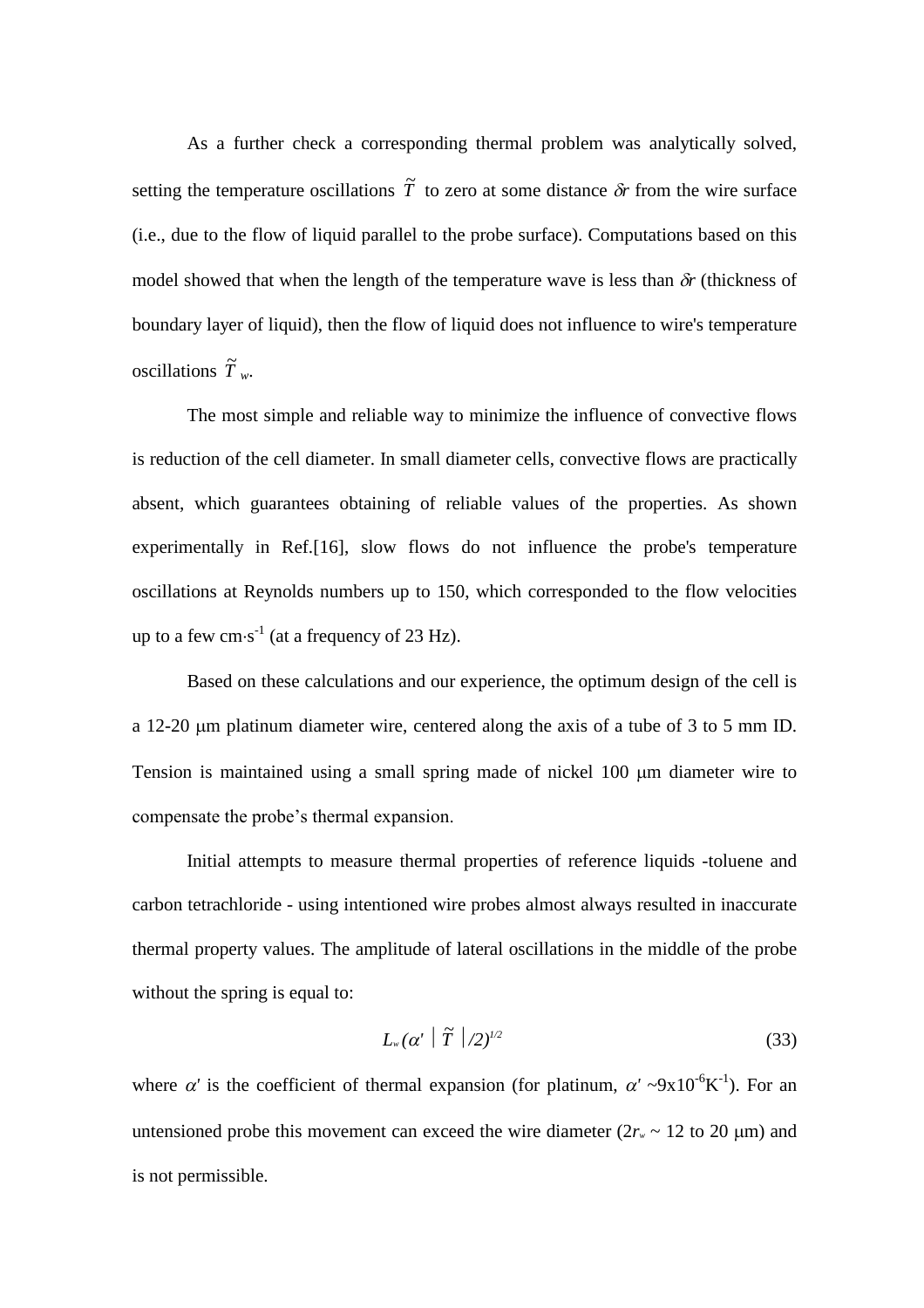As a further check a corresponding thermal problem was analytically solved, setting the temperature oscillations $\tilde{T}$ to zero at some distance $\delta r$ from the wire surface (i.e., due to the flow of liquid parallel to the probe surface). Computations based on this model showed that when the length of the temperature wave is less than $\delta r$ (thickness of boundary layer of liquid), then the flow of liquid does not influence to wire's temperature oscillations $\tilde{T}_w$.

The most simple and reliable way to minimize the influence of convective flows is reduction of the cell diameter. In small diameter cells, convective flows are practically absent, which guarantees obtaining of reliable values of the properties. As shown experimentally in Ref.[16], slow flows do not influence the probe's temperature oscillations at Reynolds numbers up to 150, which corresponded to the flow velocities up to a few $cm \cdot s^{-1}$ (at a frequency of 23 Hz).

Based on these calculations and our experience, the optimum design of the cell is a 12-20 μm platinum diameter wire, centered along the axis of a tube of 3 to 5 mm ID. Tension is maintained using a small spring made of nickel 100 μm diameter wire to compensate the probe's thermal expansion.

Initial attempts to measure thermal properties of reference liquids -toluene and carbon tetrachloride - using intentioned wire probes almost always resulted in inaccurate thermal property values. The amplitude of lateral oscillations in the middle of the probe without the spring is equal to:

$$L_w (\alpha' \,|\, \tilde{T} \,| /2)^{1/2} \tag{33}$$

where $\alpha'$ is the coefficient of thermal expansion (for platinum, $\alpha'$ ~$9 \times 10^{-6} K^{-1}$). For an untensioned probe this movement can exceed the wire diameter ($2r_w$ ~ 12 to 20 μm) and is not permissible.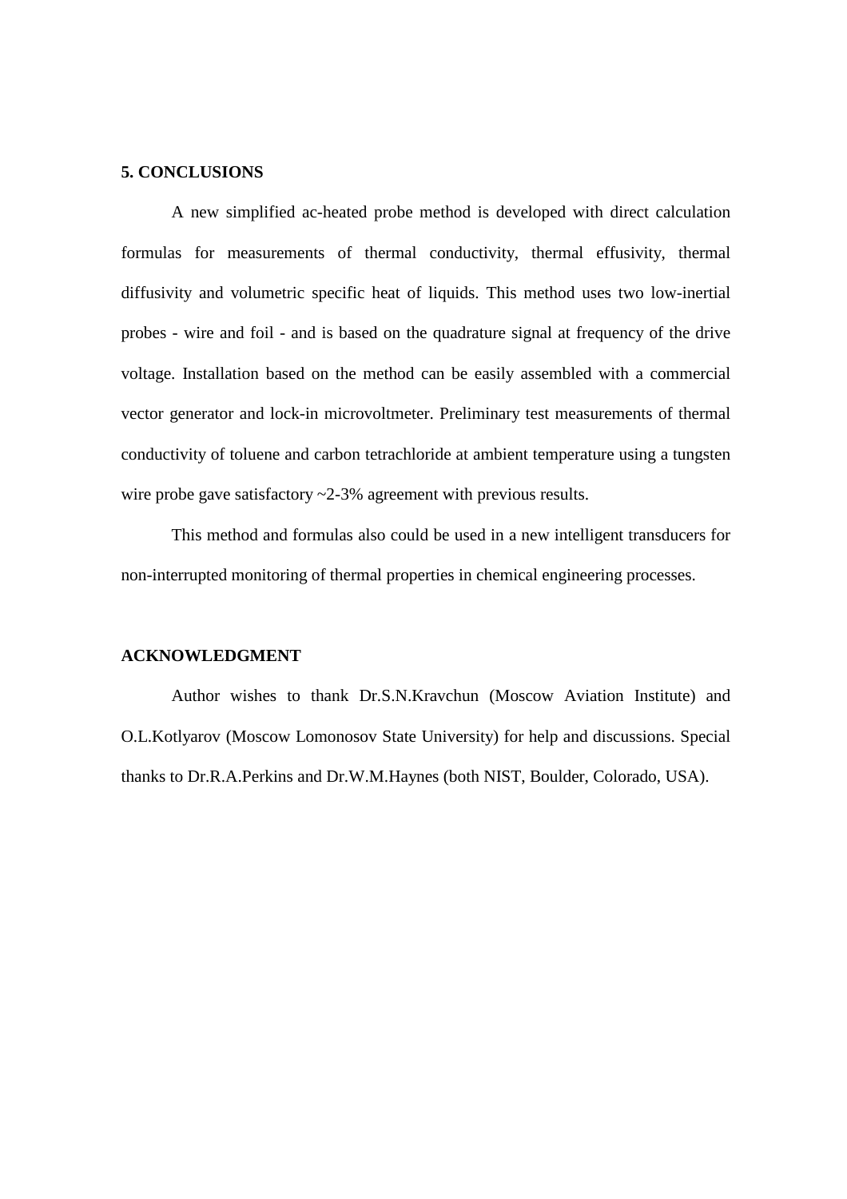## 5. CONCLUSIONS

A new simplified ac-heated probe method is developed with direct calculation formulas for measurements of thermal conductivity, thermal effusivity, thermal diffusivity and volumetric specific heat of liquids. This method uses two low-inertial probes - wire and foil - and is based on the quadrature signal at frequency of the drive voltage. Installation based on the method can be easily assembled with a commercial vector generator and lock-in microvoltmeter. Preliminary test measurements of thermal conductivity of toluene and carbon tetrachloride at ambient temperature using a tungsten wire probe gave satisfactory ~2-3% agreement with previous results.

This method and formulas also could be used in a new intelligent transducers for non-interrupted monitoring of thermal properties in chemical engineering processes.

## ACKNOWLEDGMENT

Author wishes to thank Dr.S.N.Kravchun (Moscow Aviation Institute) and O.L.Kotlyarov (Moscow Lomonosov State University) for help and discussions. Special thanks to Dr.R.A.Perkins and Dr.W.M.Haynes (both NIST, Boulder, Colorado, USA).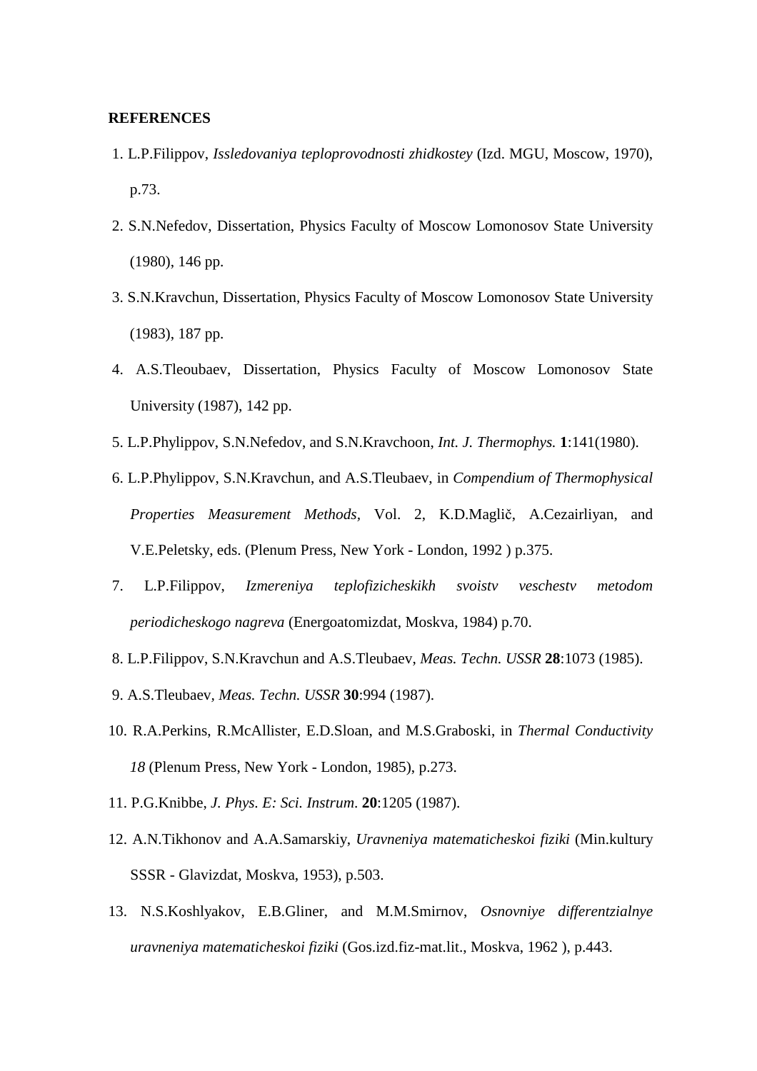**REFERENCES**

1. L.P.Filippov, *Issledovaniya teploprovodnosti zhidkostey* (Izd. MGU, Moscow, 1970), p.73.
2. S.N.Nefedov, Dissertation, Physics Faculty of Moscow Lomonosov State University (1980), 146 pp.
3. S.N.Kravchun, Dissertation, Physics Faculty of Moscow Lomonosov State University (1983), 187 pp.
4. A.S.Tleoubaev, Dissertation, Physics Faculty of Moscow Lomonosov State University (1987), 142 pp.
5. L.P.Phylippov, S.N.Nefedov, and S.N.Kravchoon, *Int. J. Thermophys.* **1**:141(1980).
6. L.P.Phylippov, S.N.Kravchun, and A.S.Tleubaev, in *Compendium of Thermophysical Properties Measurement Methods*, Vol. 2, K.D.Maglič, A.Cezairliyan, and V.E.Peletsky, eds. (Plenum Press, New York - London, 1992 ) p.375.
7. L.P.Filippov, *Izmereniya teplofizicheskikh svoistv veschestv metodom periodicheskogo nagreva* (Energoatomizdat, Moskva, 1984) p.70.
8. L.P.Filippov, S.N.Kravchun and A.S.Tleubaev, *Meas. Techn. USSR* **28**:1073 (1985).
9. A.S.Tleubaev, *Meas. Techn. USSR* **30**:994 (1987).
10. R.A.Perkins, R.McAllister, E.D.Sloan, and M.S.Graboski, in *Thermal Conductivity 18* (Plenum Press, New York - London, 1985), p.273.
11. P.G.Knibbe, *J. Phys. E: Sci. Instrum*. **20**:1205 (1987).
12. A.N.Tikhonov and A.A.Samarskiy, *Uravneniya matematicheskoi fiziki* (Min.kultury SSSR - Glavizdat, Moskva, 1953), p.503.
13. N.S.Koshlyakov, E.B.Gliner, and M.M.Smirnov, *Osnovniye differentzialnye uravneniya matematicheskoi fiziki* (Gos.izd.fiz-mat.lit., Moskva, 1962 ), p.443.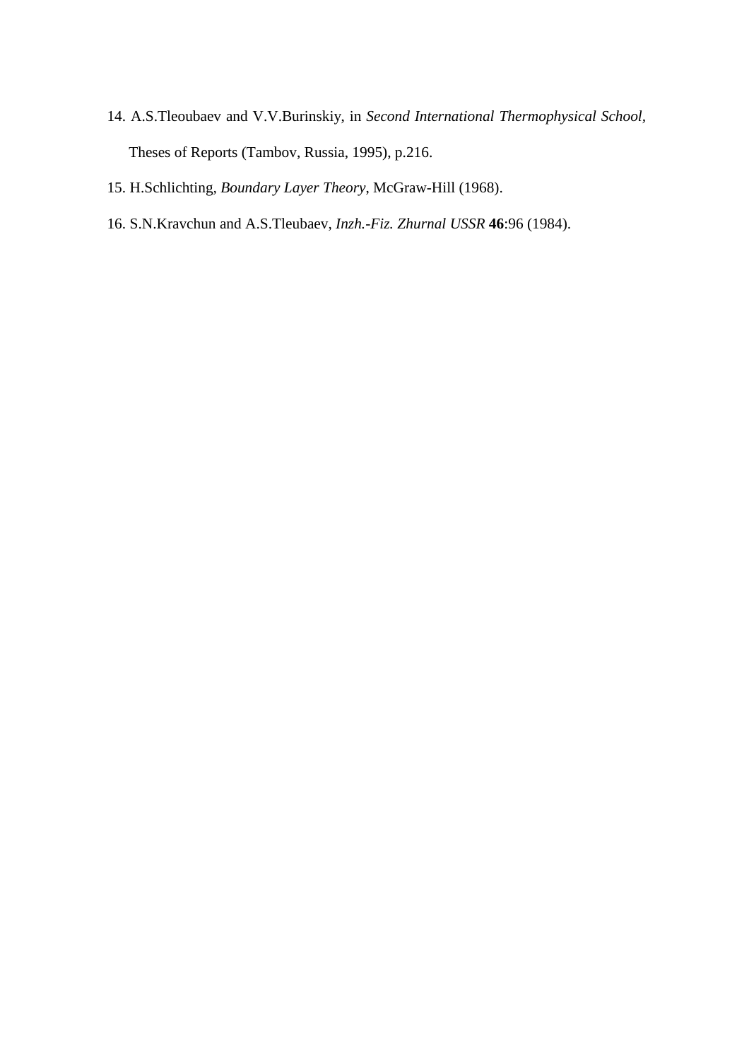14. A.S.Tleoubaev and V.V.Burinskiy, in *Second International Thermophysical School*, Theses of Reports (Tambov, Russia, 1995), p.216.
15. H.Schlichting, *Boundary Layer Theory*, McGraw-Hill (1968).
16. S.N.Kravchun and A.S.Tleubaev, *Inzh.-Fiz. Zhurnal USSR* **46**:96 (1984).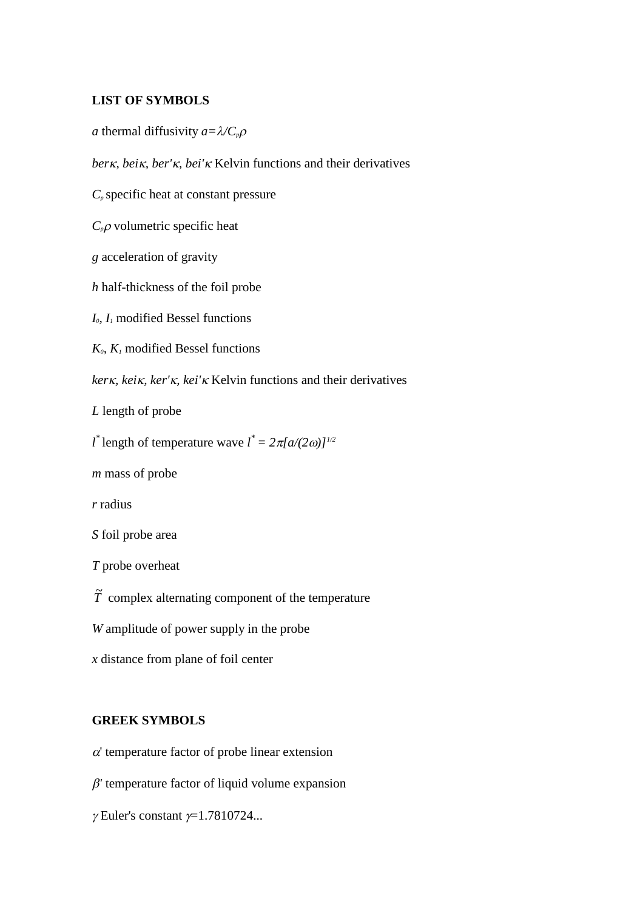## LIST OF SYMBOLS

$a$ thermal diffusivity $a=\lambda/C_p\rho$

$ber\kappa$, $bei\kappa$, $ber'\kappa$, $bei'\kappa$ Kelvin functions and their derivatives

$C_p$ specific heat at constant pressure

$C_p\rho$ volumetric specific heat

$g$ acceleration of gravity

$h$ half-thickness of the foil probe

$I_0$, $I_1$ modified Bessel functions

$K_0$, $K_1$ modified Bessel functions

$ker\kappa$, $kei\kappa$, $ker'\kappa$, $kei'\kappa$ Kelvin functions and their derivatives

$L$ length of probe

$l^*$ length of temperature wave $l^* = 2\pi[a/(2\omega)]^{1/2}$

$m$ mass of probe

$r$ radius

$S$ foil probe area

$T$ probe overheat

$\tilde{T}$ complex alternating component of the temperature

$W$ amplitude of power supply in the probe

$x$ distance from plane of foil center

## GREEK SYMBOLS

$\alpha'$ temperature factor of probe linear extension

$\beta'$ temperature factor of liquid volume expansion

$\gamma$ Euler's constant $\gamma$=1.7810724...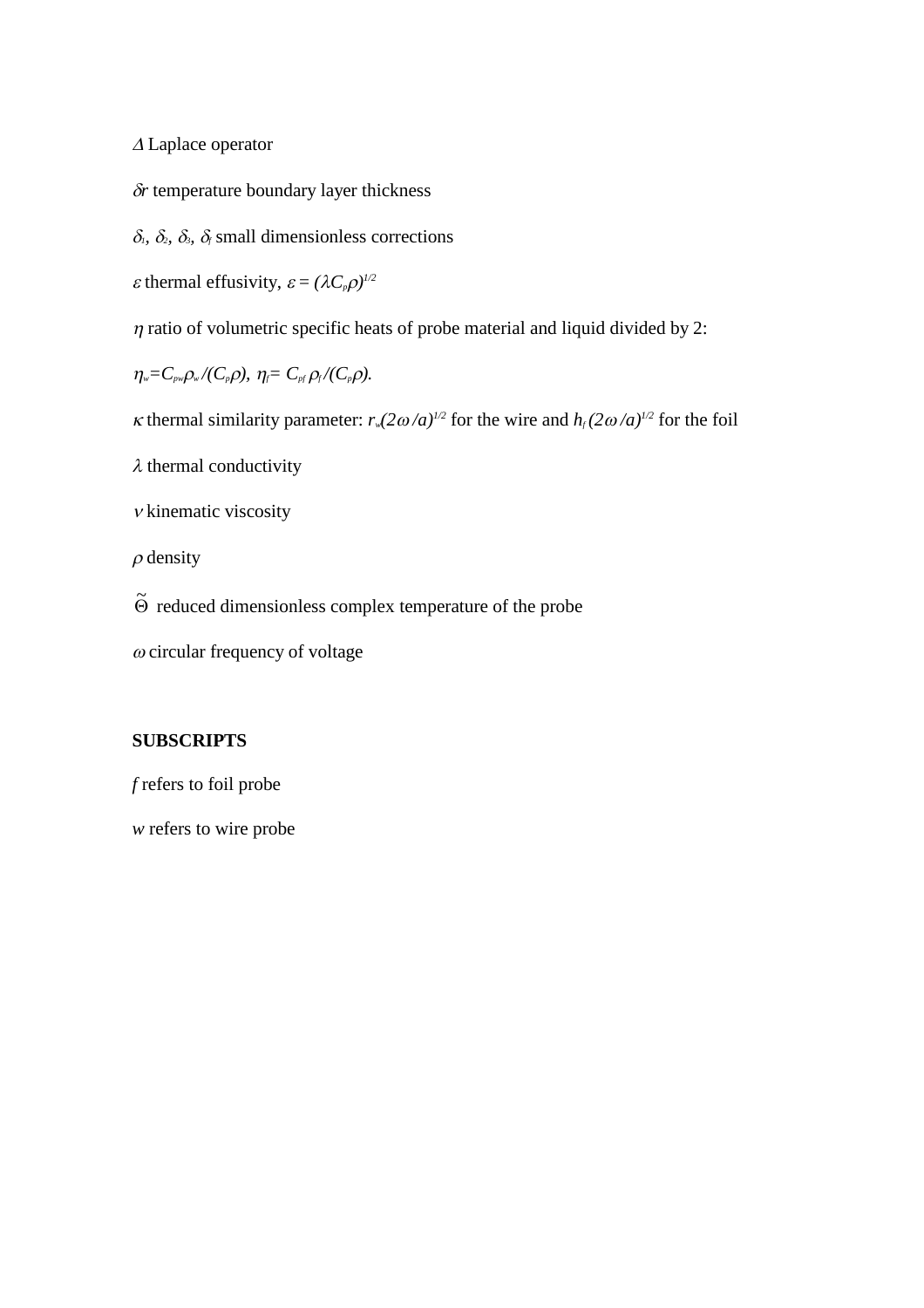$\Delta$ Laplace operator

$\delta r$ temperature boundary layer thickness

$\delta_1$, $\delta_2$, $\delta_3$, $\delta_f$ small dimensionless corrections

$\varepsilon$ thermal effusivity, $\varepsilon = (\lambda C_p \rho)^{1/2}$

$\eta$ ratio of volumetric specific heats of probe material and liquid divided by 2:

$\eta_w = C_{pw}\rho_w/(C_p\rho)$, $\eta_f = C_{pf}\,\rho_f/(C_p\rho)$.

$\kappa$ thermal similarity parameter: $r_w(2\omega/a)^{1/2}$ for the wire and $h_f\,(2\omega/a)^{1/2}$ for the foil

$\lambda$ thermal conductivity

$\nu$ kinematic viscosity

$\rho$ density

$\tilde{\Theta}$ reduced dimensionless complex temperature of the probe

$\omega$ circular frequency of voltage

**SUBSCRIPTS**

*f* refers to foil probe

*w* refers to wire probe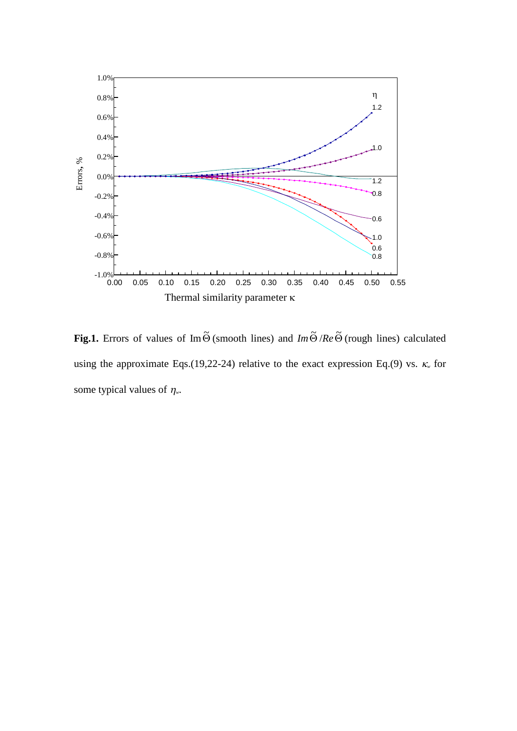**Fig.1.** Errors of values of $\mathrm{Im}\,\tilde{\Theta}$ (smooth lines) and $Im\,\tilde{\Theta}/Re\,\tilde{\Theta}$ (rough lines) calculated using the approximate Eqs.(19,22-24) relative to the exact expression Eq.(9) vs. $\kappa_w$ for some typical values of $\eta_w$.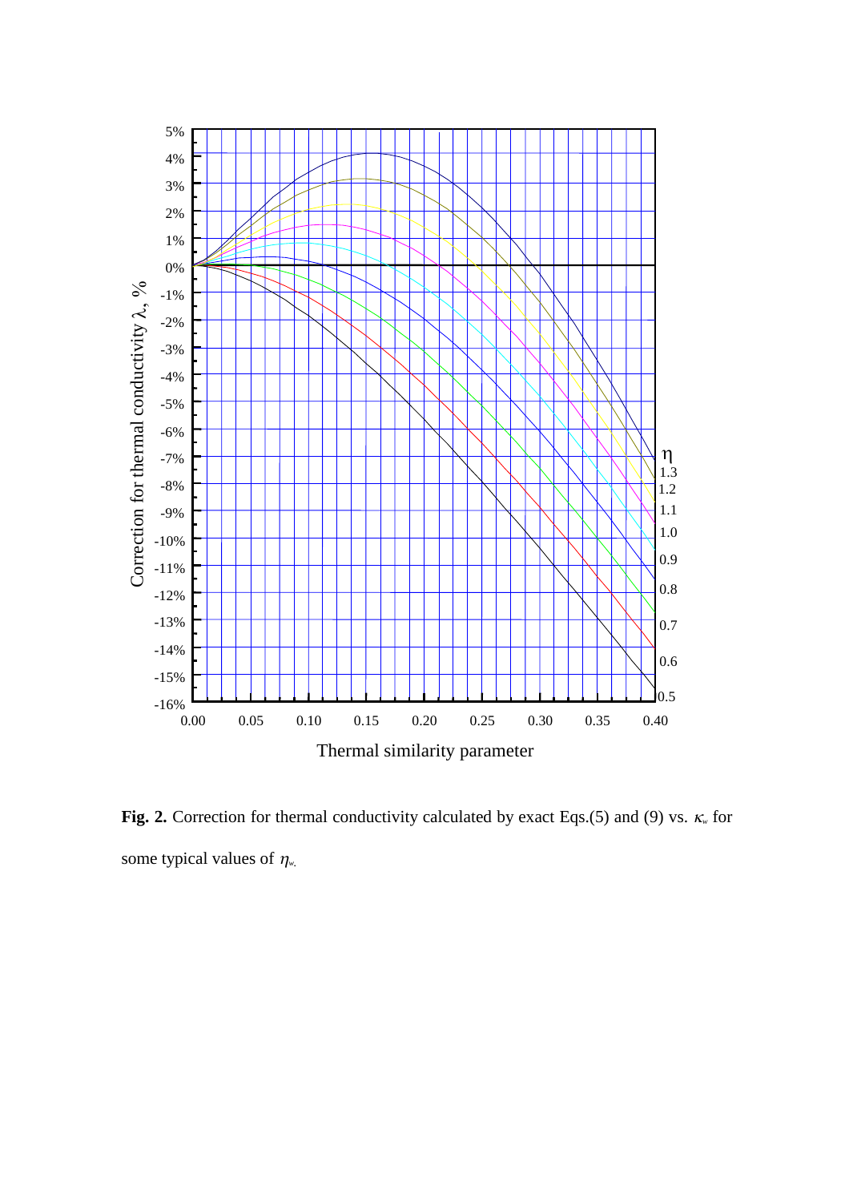Correction for thermal conductivity λ, %

5%
4%
3%
2%
1%
0%
-1%
-2%
-3%
-4%
-5%
-6%
-7%
-8%
-9%
-10%
-11%
-12%
-13%
-14%
-15%
-16%

0.00
0.05
0.10
0.15
0.20
0.25
0.30
0.35
0.40

Thermal similarity parameter

η
1.3
1.2
1.1
1.0
0.9
0.8
0.7
0.6
0.5

**Fig. 2.** Correction for thermal conductivity calculated by exact Eqs.(5) and (9) vs. $\kappa_w$ for some typical values of $\eta_w$.